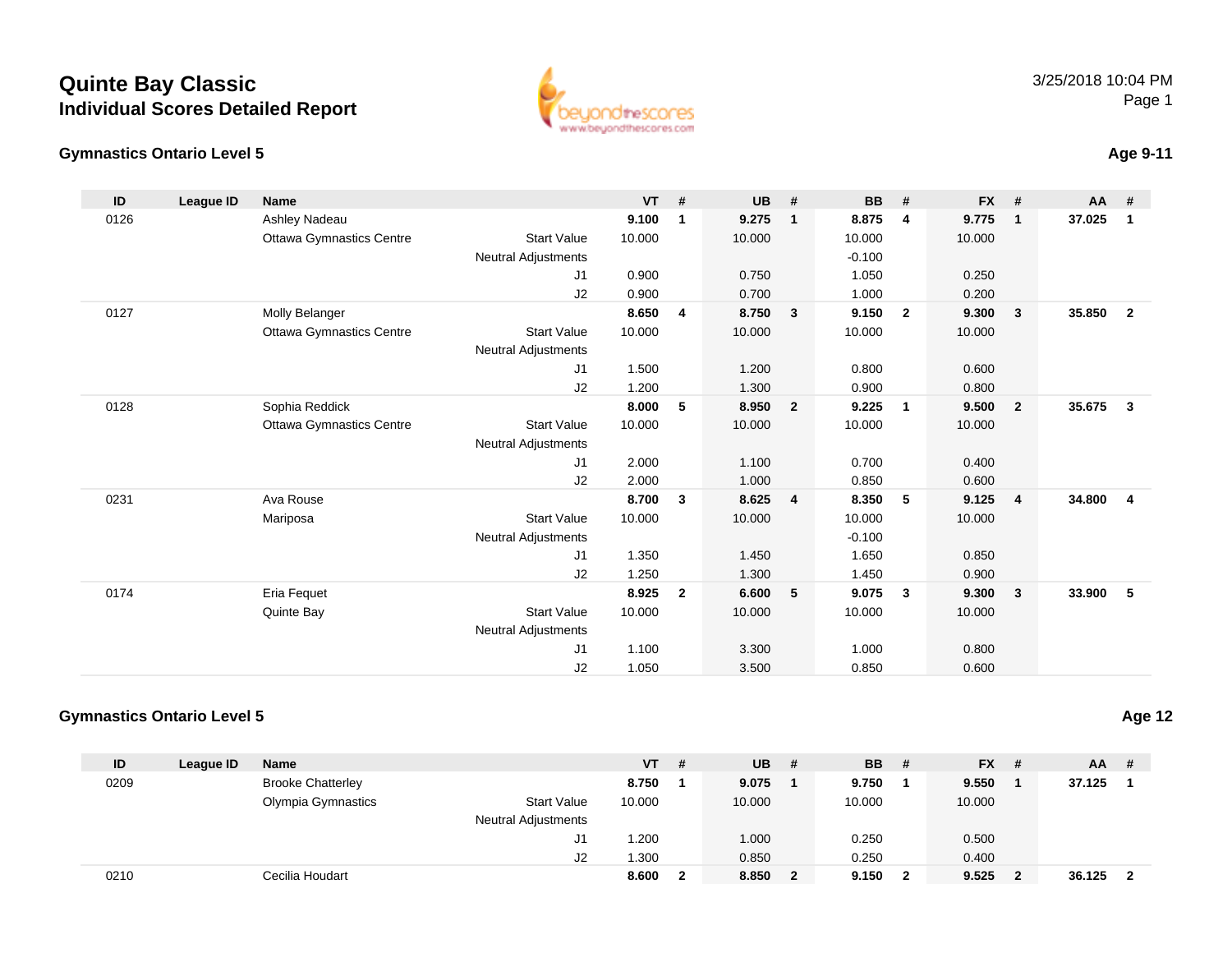# Quinte Bay Classic

## Individual Scores Detailed Report

### Gymnastics Ontario Level 5

**Age 9-11**

| ID | League ID | Name | | VT | # | UB | # | BB | # | FX | # | AA | # |
|---|---|---|---|---|---|---|---|---|---|---|---|---|---|
| 0126 | | Ashley Nadeau | | **9.100** | **1** | **9.275** | **1** | **8.875** | **4** | **9.775** | **1** | **37.025** | **1** |
| | | Ottawa Gymnastics Centre | Start Value | 10.000 | | 10.000 | | 10.000 | | 10.000 | | | |
| | | | Neutral Adjustments | | | | | -0.100 | | | | | |
| | | | J1 | 0.900 | | 0.750 | | 1.050 | | 0.250 | | | |
| | | | J2 | 0.900 | | 0.700 | | 1.000 | | 0.200 | | | |
| 0127 | | Molly Belanger | | **8.650** | **4** | **8.750** | **3** | **9.150** | **2** | **9.300** | **3** | **35.850** | **2** |
| | | Ottawa Gymnastics Centre | Start Value | 10.000 | | 10.000 | | 10.000 | | 10.000 | | | |
| | | | Neutral Adjustments | | | | | | | | | | |
| | | | J1 | 1.500 | | 1.200 | | 0.800 | | 0.600 | | | |
| | | | J2 | 1.200 | | 1.300 | | 0.900 | | 0.800 | | | |
| 0128 | | Sophia Reddick | | **8.000** | **5** | **8.950** | **2** | **9.225** | **1** | **9.500** | **2** | **35.675** | **3** |
| | | Ottawa Gymnastics Centre | Start Value | 10.000 | | 10.000 | | 10.000 | | 10.000 | | | |
| | | | Neutral Adjustments | | | | | | | | | | |
| | | | J1 | 2.000 | | 1.100 | | 0.700 | | 0.400 | | | |
| | | | J2 | 2.000 | | 1.000 | | 0.850 | | 0.600 | | | |
| 0231 | | Ava Rouse | | **8.700** | **3** | **8.625** | **4** | **8.350** | **5** | **9.125** | **4** | **34.800** | **4** |
| | | Mariposa | Start Value | 10.000 | | 10.000 | | 10.000 | | 10.000 | | | |
| | | | Neutral Adjustments | | | | | -0.100 | | | | | |
| | | | J1 | 1.350 | | 1.450 | | 1.650 | | 0.850 | | | |
| | | | J2 | 1.250 | | 1.300 | | 1.450 | | 0.900 | | | |
| 0174 | | Eria Fequet | | **8.925** | **2** | **6.600** | **5** | **9.075** | **3** | **9.300** | **3** | **33.900** | **5** |
| | | Quinte Bay | Start Value | 10.000 | | 10.000 | | 10.000 | | 10.000 | | | |
| | | | Neutral Adjustments | | | | | | | | | | |
| | | | J1 | 1.100 | | 3.300 | | 1.000 | | 0.800 | | | |
| | | | J2 | 1.050 | | 3.500 | | 0.850 | | 0.600 | | | |

### Gymnastics Ontario Level 5

**Age 12**

| ID | League ID | Name | | VT | # | UB | # | BB | # | FX | # | AA | # |
|---|---|---|---|---|---|---|---|---|---|---|---|---|---|
| 0209 | | Brooke Chatterley | | **8.750** | **1** | **9.075** | **1** | **9.750** | **1** | **9.550** | **1** | **37.125** | **1** |
| | | Olympia Gymnastics | Start Value | 10.000 | | 10.000 | | 10.000 | | 10.000 | | | |
| | | | Neutral Adjustments | | | | | | | | | | |
| | | | J1 | 1.200 | | 1.000 | | 0.250 | | 0.500 | | | |
| | | | J2 | 1.300 | | 0.850 | | 0.250 | | 0.400 | | | |
| 0210 | | Cecilia Houdart | | **8.600** | **2** | **8.850** | **2** | **9.150** | **2** | **9.525** | **2** | **36.125** | **2** |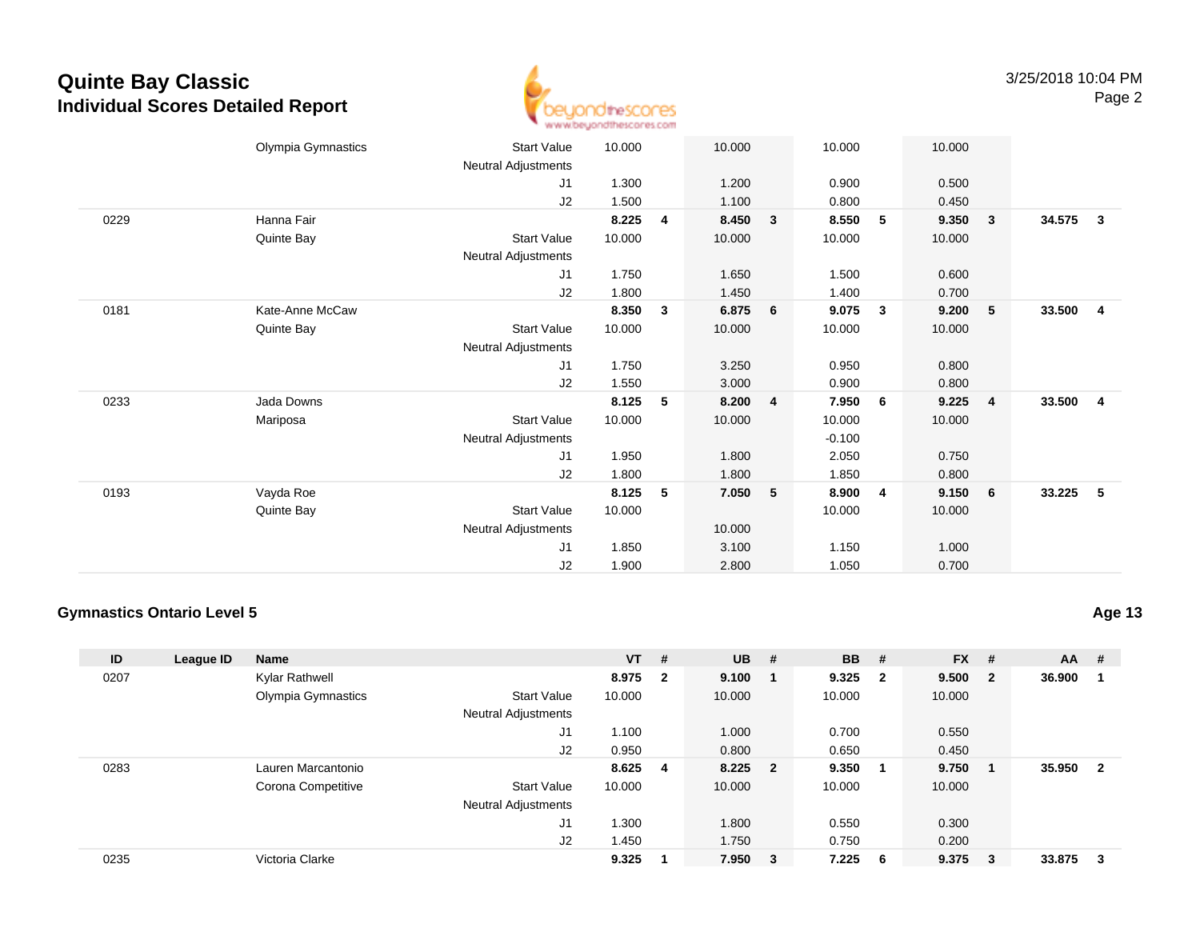# Quinte Bay Classic
## Individual Scores Detailed Report

3/25/2018 10:04 PM

| ID | League ID | Name | | VT | # | UB | # | BB | # | FX | # | AA | # |
|---|---|---|---|---|---|---|---|---|---|---|---|---|---|
| | | Olympia Gymnastics | Start Value | 10.000 | | 10.000 | | 10.000 | | 10.000 | | | |
| | | | Neutral Adjustments | | | | | | | | | | |
| | | | J1 | 1.300 | | 1.200 | | 0.900 | | 0.500 | | | |
| | | | J2 | 1.500 | | 1.100 | | 0.800 | | 0.450 | | | |
| 0229 | | Hanna Fair | | **8.225** | **4** | **8.450** | **3** | **8.550** | **5** | **9.350** | **3** | **34.575** | **3** |
| | | Quinte Bay | Start Value | 10.000 | | 10.000 | | 10.000 | | 10.000 | | | |
| | | | Neutral Adjustments | | | | | | | | | | |
| | | | J1 | 1.750 | | 1.650 | | 1.500 | | 0.600 | | | |
| | | | J2 | 1.800 | | 1.450 | | 1.400 | | 0.700 | | | |
| 0181 | | Kate-Anne McCaw | | **8.350** | **3** | **6.875** | **6** | **9.075** | **3** | **9.200** | **5** | **33.500** | **4** |
| | | Quinte Bay | Start Value | 10.000 | | 10.000 | | 10.000 | | 10.000 | | | |
| | | | Neutral Adjustments | | | | | | | | | | |
| | | | J1 | 1.750 | | 3.250 | | 0.950 | | 0.800 | | | |
| | | | J2 | 1.550 | | 3.000 | | 0.900 | | 0.800 | | | |
| 0233 | | Jada Downs | | **8.125** | **5** | **8.200** | **4** | **7.950** | **6** | **9.225** | **4** | **33.500** | **4** |
| | | Mariposa | Start Value | 10.000 | | 10.000 | | 10.000 | | 10.000 | | | |
| | | | Neutral Adjustments | | | | | -0.100 | | | | | |
| | | | J1 | 1.950 | | 1.800 | | 2.050 | | 0.750 | | | |
| | | | J2 | 1.800 | | 1.800 | | 1.850 | | 0.800 | | | |
| 0193 | | Vayda Roe | | **8.125** | **5** | **7.050** | **5** | **8.900** | **4** | **9.150** | **6** | **33.225** | **5** |
| | | Quinte Bay | Start Value | 10.000 | | | | 10.000 | | 10.000 | | | |
| | | | Neutral Adjustments | | | 10.000 | | | | | | | |
| | | | J1 | 1.850 | | 3.100 | | 1.150 | | 1.000 | | | |
| | | | J2 | 1.900 | | 2.800 | | 1.050 | | 0.700 | | | |

### Gymnastics Ontario Level 5

**Age 13**

| ID | League ID | Name | | VT | # | UB | # | BB | # | FX | # | AA | # |
|---|---|---|---|---|---|---|---|---|---|---|---|---|---|
| 0207 | | Kylar Rathwell | | **8.975** | **2** | **9.100** | **1** | **9.325** | **2** | **9.500** | **2** | **36.900** | **1** |
| | | Olympia Gymnastics | Start Value | 10.000 | | 10.000 | | 10.000 | | 10.000 | | | |
| | | | Neutral Adjustments | | | | | | | | | | |
| | | | J1 | 1.100 | | 1.000 | | 0.700 | | 0.550 | | | |
| | | | J2 | 0.950 | | 0.800 | | 0.650 | | 0.450 | | | |
| 0283 | | Lauren Marcantonio | | **8.625** | **4** | **8.225** | **2** | **9.350** | **1** | **9.750** | **1** | **35.950** | **2** |
| | | Corona Competitive | Start Value | 10.000 | | 10.000 | | 10.000 | | 10.000 | | | |
| | | | Neutral Adjustments | | | | | | | | | | |
| | | | J1 | 1.300 | | 1.800 | | 0.550 | | 0.300 | | | |
| | | | J2 | 1.450 | | 1.750 | | 0.750 | | 0.200 | | | |
| 0235 | | Victoria Clarke | | **9.325** | **1** | **7.950** | **3** | **7.225** | **6** | **9.375** | **3** | **33.875** | **3** |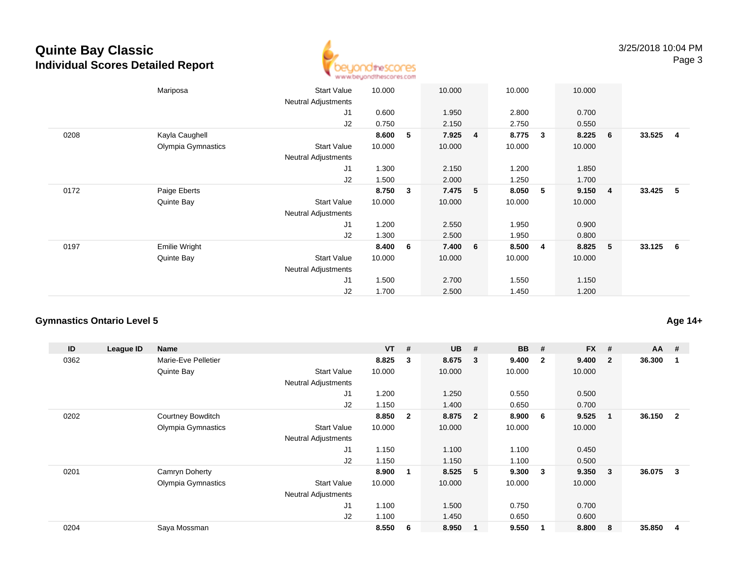# Quinte Bay Classic
## Individual Scores Detailed Report

| ID | League ID | Name | | VT | # | UB | # | BB | # | FX | # | AA | # |
|---|---|---|---|---|---|---|---|---|---|---|---|---|---|
| | | Mariposa | Start Value | 10.000 | | 10.000 | | 10.000 | | 10.000 | | | |
| | | | Neutral Adjustments | | | | | | | | | | |
| | | | J1 | 0.600 | | 1.950 | | 2.800 | | 0.700 | | | |
| | | | J2 | 0.750 | | 2.150 | | 2.750 | | 0.550 | | | |
| 0208 | | Kayla Caughell | | **8.600** | **5** | **7.925** | **4** | **8.775** | **3** | **8.225** | **6** | **33.525** | **4** |
| | | Olympia Gymnastics | Start Value | 10.000 | | 10.000 | | 10.000 | | 10.000 | | | |
| | | | Neutral Adjustments | | | | | | | | | | |
| | | | J1 | 1.300 | | 2.150 | | 1.200 | | 1.850 | | | |
| | | | J2 | 1.500 | | 2.000 | | 1.250 | | 1.700 | | | |
| 0172 | | Paige Eberts | | **8.750** | **3** | **7.475** | **5** | **8.050** | **5** | **9.150** | **4** | **33.425** | **5** |
| | | Quinte Bay | Start Value | 10.000 | | 10.000 | | 10.000 | | 10.000 | | | |
| | | | Neutral Adjustments | | | | | | | | | | |
| | | | J1 | 1.200 | | 2.550 | | 1.950 | | 0.900 | | | |
| | | | J2 | 1.300 | | 2.500 | | 1.950 | | 0.800 | | | |
| 0197 | | Emilie Wright | | **8.400** | **6** | **7.400** | **6** | **8.500** | **4** | **8.825** | **5** | **33.125** | **6** |
| | | Quinte Bay | Start Value | 10.000 | | 10.000 | | 10.000 | | 10.000 | | | |
| | | | Neutral Adjustments | | | | | | | | | | |
| | | | J1 | 1.500 | | 2.700 | | 1.550 | | 1.150 | | | |
| | | | J2 | 1.700 | | 2.500 | | 1.450 | | 1.200 | | | |

### Gymnastics Ontario Level 5

**Age 14+**

| ID | League ID | Name | | VT | # | UB | # | BB | # | FX | # | AA | # |
|---|---|---|---|---|---|---|---|---|---|---|---|---|---|
| 0362 | | Marie-Eve Pelletier | | **8.825** | **3** | **8.675** | **3** | **9.400** | **2** | **9.400** | **2** | **36.300** | **1** |
| | | Quinte Bay | Start Value | 10.000 | | 10.000 | | 10.000 | | 10.000 | | | |
| | | | Neutral Adjustments | | | | | | | | | | |
| | | | J1 | 1.200 | | 1.250 | | 0.550 | | 0.500 | | | |
| | | | J2 | 1.150 | | 1.400 | | 0.650 | | 0.700 | | | |
| 0202 | | Courtney Bowditch | | **8.850** | **2** | **8.875** | **2** | **8.900** | **6** | **9.525** | **1** | **36.150** | **2** |
| | | Olympia Gymnastics | Start Value | 10.000 | | 10.000 | | 10.000 | | 10.000 | | | |
| | | | Neutral Adjustments | | | | | | | | | | |
| | | | J1 | 1.150 | | 1.100 | | 1.100 | | 0.450 | | | |
| | | | J2 | 1.150 | | 1.150 | | 1.100 | | 0.500 | | | |
| 0201 | | Camryn Doherty | | **8.900** | **1** | **8.525** | **5** | **9.300** | **3** | **9.350** | **3** | **36.075** | **3** |
| | | Olympia Gymnastics | Start Value | 10.000 | | 10.000 | | 10.000 | | 10.000 | | | |
| | | | Neutral Adjustments | | | | | | | | | | |
| | | | J1 | 1.100 | | 1.500 | | 0.750 | | 0.700 | | | |
| | | | J2 | 1.100 | | 1.450 | | 0.650 | | 0.600 | | | |
| 0204 | | Saya Mossman | | **8.550** | **6** | **8.950** | **1** | **9.550** | **1** | **8.800** | **8** | **35.850** | **4** |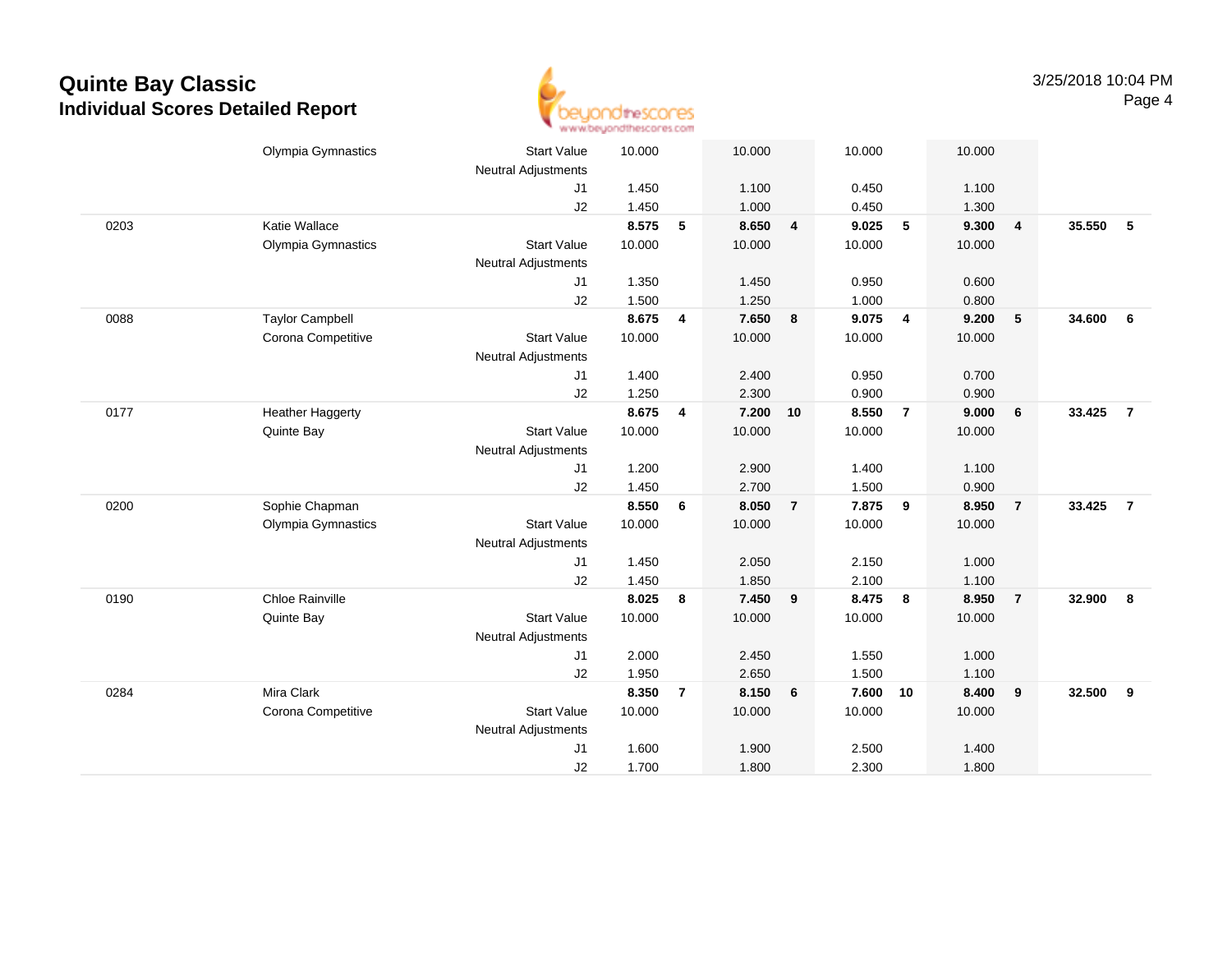# Quinte Bay Classic
## Individual Scores Detailed Report

3/25/2018 10:04 PM

| | | | | | | | | | | | | |
|---|---|---|---|---|---|---|---|---|---|---|---|---|
| | Olympia Gymnastics | Start Value | 10.000 | | 10.000 | | 10.000 | | 10.000 | | | |
| | | Neutral Adjustments | | | | | | | | | | |
| | | J1 | 1.450 | | 1.100 | | 0.450 | | 1.100 | | | |
| | | J2 | 1.450 | | 1.000 | | 0.450 | | 1.300 | | | |
| 0203 | Katie Wallace | | **8.575** | **5** | **8.650** | **4** | **9.025** | **5** | **9.300** | **4** | **35.550** | **5** |
| | Olympia Gymnastics | Start Value | 10.000 | | 10.000 | | 10.000 | | 10.000 | | | |
| | | Neutral Adjustments | | | | | | | | | | |
| | | J1 | 1.350 | | 1.450 | | 0.950 | | 0.600 | | | |
| | | J2 | 1.500 | | 1.250 | | 1.000 | | 0.800 | | | |
| 0088 | Taylor Campbell | | **8.675** | **4** | **7.650** | **8** | **9.075** | **4** | **9.200** | **5** | **34.600** | **6** |
| | Corona Competitive | Start Value | 10.000 | | 10.000 | | 10.000 | | 10.000 | | | |
| | | Neutral Adjustments | | | | | | | | | | |
| | | J1 | 1.400 | | 2.400 | | 0.950 | | 0.700 | | | |
| | | J2 | 1.250 | | 2.300 | | 0.900 | | 0.900 | | | |
| 0177 | Heather Haggerty | | **8.675** | **4** | **7.200** | **10** | **8.550** | **7** | **9.000** | **6** | **33.425** | **7** |
| | Quinte Bay | Start Value | 10.000 | | 10.000 | | 10.000 | | 10.000 | | | |
| | | Neutral Adjustments | | | | | | | | | | |
| | | J1 | 1.200 | | 2.900 | | 1.400 | | 1.100 | | | |
| | | J2 | 1.450 | | 2.700 | | 1.500 | | 0.900 | | | |
| 0200 | Sophie Chapman | | **8.550** | **6** | **8.050** | **7** | **7.875** | **9** | **8.950** | **7** | **33.425** | **7** |
| | Olympia Gymnastics | Start Value | 10.000 | | 10.000 | | 10.000 | | 10.000 | | | |
| | | Neutral Adjustments | | | | | | | | | | |
| | | J1 | 1.450 | | 2.050 | | 2.150 | | 1.000 | | | |
| | | J2 | 1.450 | | 1.850 | | 2.100 | | 1.100 | | | |
| 0190 | Chloe Rainville | | **8.025** | **8** | **7.450** | **9** | **8.475** | **8** | **8.950** | **7** | **32.900** | **8** |
| | Quinte Bay | Start Value | 10.000 | | 10.000 | | 10.000 | | 10.000 | | | |
| | | Neutral Adjustments | | | | | | | | | | |
| | | J1 | 2.000 | | 2.450 | | 1.550 | | 1.000 | | | |
| | | J2 | 1.950 | | 2.650 | | 1.500 | | 1.100 | | | |
| 0284 | Mira Clark | | **8.350** | **7** | **8.150** | **6** | **7.600** | **10** | **8.400** | **9** | **32.500** | **9** |
| | Corona Competitive | Start Value | 10.000 | | 10.000 | | 10.000 | | 10.000 | | | |
| | | Neutral Adjustments | | | | | | | | | | |
| | | J1 | 1.600 | | 1.900 | | 2.500 | | 1.400 | | | |
| | | J2 | 1.700 | | 1.800 | | 2.300 | | 1.800 | | | |